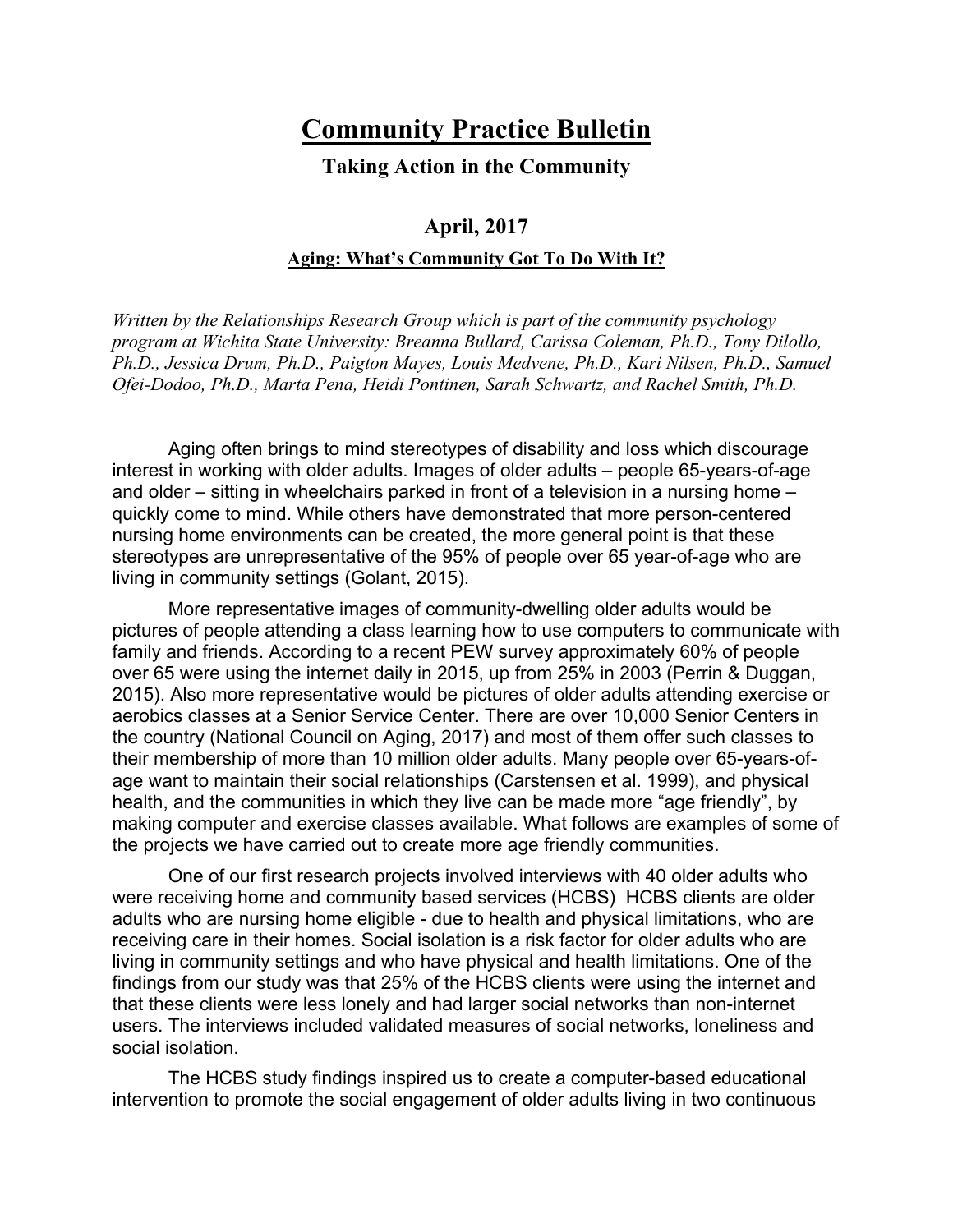# Community Practice Bulletin

## Taking Action in the Community

### April, 2017

#### Aging: What's Community Got To Do With It?

*Written by the Relationships Research Group which is part of the community psychology program at Wichita State University: Breanna Bullard, Carissa Coleman, Ph.D., Tony Dilollo, Ph.D., Jessica Drum, Ph.D., Paigton Mayes, Louis Medvene, Ph.D., Kari Nilsen, Ph.D., Samuel Ofei-Dodoo, Ph.D., Marta Pena, Heidi Pontinen, Sarah Schwartz, and Rachel Smith, Ph.D.*

Aging often brings to mind stereotypes of disability and loss which discourage interest in working with older adults. Images of older adults – people 65-years-of-age and older – sitting in wheelchairs parked in front of a television in a nursing home – quickly come to mind. While others have demonstrated that more person-centered nursing home environments can be created, the more general point is that these stereotypes are unrepresentative of the 95% of people over 65 year-of-age who are living in community settings (Golant, 2015).

More representative images of community-dwelling older adults would be pictures of people attending a class learning how to use computers to communicate with family and friends. According to a recent PEW survey approximately 60% of people over 65 were using the internet daily in 2015, up from 25% in 2003 (Perrin & Duggan, 2015). Also more representative would be pictures of older adults attending exercise or aerobics classes at a Senior Service Center. There are over 10,000 Senior Centers in the country (National Council on Aging, 2017) and most of them offer such classes to their membership of more than 10 million older adults. Many people over 65-years-of-age want to maintain their social relationships (Carstensen et al. 1999), and physical health, and the communities in which they live can be made more "age friendly", by making computer and exercise classes available. What follows are examples of some of the projects we have carried out to create more age friendly communities.

One of our first research projects involved interviews with 40 older adults who were receiving home and community based services (HCBS) HCBS clients are older adults who are nursing home eligible - due to health and physical limitations, who are receiving care in their homes. Social isolation is a risk factor for older adults who are living in community settings and who have physical and health limitations. One of the findings from our study was that 25% of the HCBS clients were using the internet and that these clients were less lonely and had larger social networks than non-internet users. The interviews included validated measures of social networks, loneliness and social isolation.

The HCBS study findings inspired us to create a computer-based educational intervention to promote the social engagement of older adults living in two continuous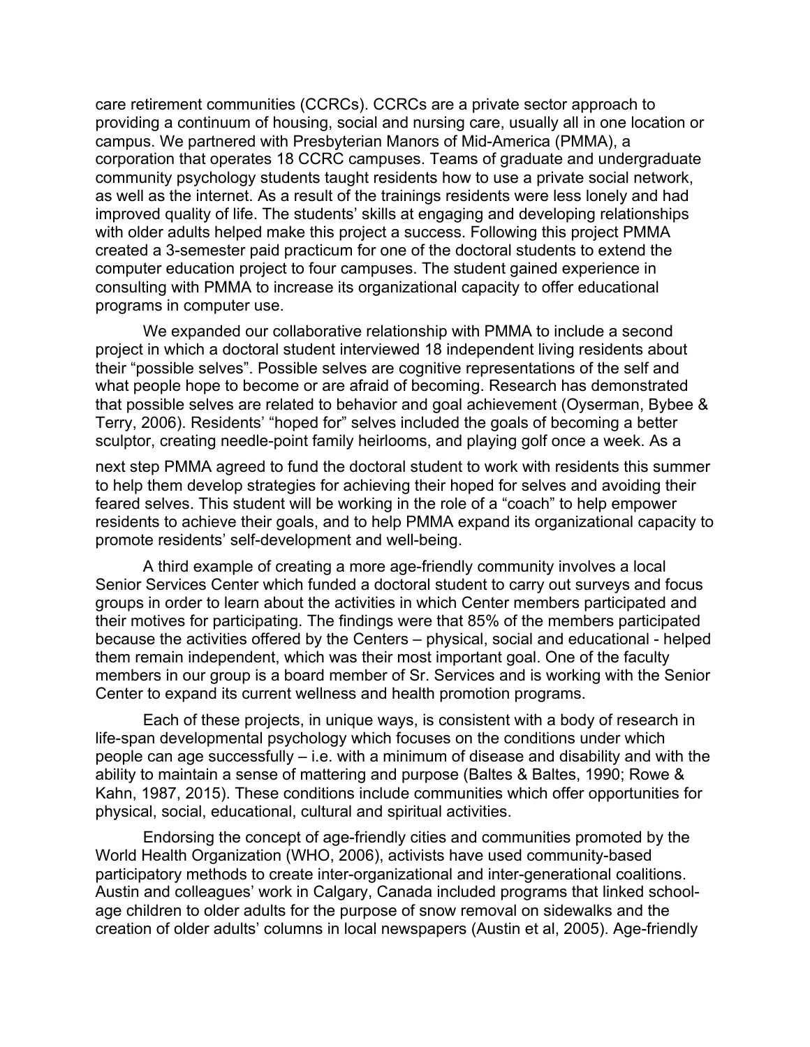care retirement communities (CCRCs). CCRCs are a private sector approach to providing a continuum of housing, social and nursing care, usually all in one location or campus. We partnered with Presbyterian Manors of Mid-America (PMMA), a corporation that operates 18 CCRC campuses. Teams of graduate and undergraduate community psychology students taught residents how to use a private social network, as well as the internet. As a result of the trainings residents were less lonely and had improved quality of life. The students' skills at engaging and developing relationships with older adults helped make this project a success. Following this project PMMA created a 3-semester paid practicum for one of the doctoral students to extend the computer education project to four campuses. The student gained experience in consulting with PMMA to increase its organizational capacity to offer educational programs in computer use.

We expanded our collaborative relationship with PMMA to include a second project in which a doctoral student interviewed 18 independent living residents about their "possible selves". Possible selves are cognitive representations of the self and what people hope to become or are afraid of becoming. Research has demonstrated that possible selves are related to behavior and goal achievement (Oyserman, Bybee & Terry, 2006). Residents' "hoped for" selves included the goals of becoming a better sculptor, creating needle-point family heirlooms, and playing golf once a week. As a next step PMMA agreed to fund the doctoral student to work with residents this summer to help them develop strategies for achieving their hoped for selves and avoiding their feared selves. This student will be working in the role of a "coach" to help empower residents to achieve their goals, and to help PMMA expand its organizational capacity to promote residents' self-development and well-being.

A third example of creating a more age-friendly community involves a local Senior Services Center which funded a doctoral student to carry out surveys and focus groups in order to learn about the activities in which Center members participated and their motives for participating. The findings were that 85% of the members participated because the activities offered by the Centers – physical, social and educational - helped them remain independent, which was their most important goal. One of the faculty members in our group is a board member of Sr. Services and is working with the Senior Center to expand its current wellness and health promotion programs.

Each of these projects, in unique ways, is consistent with a body of research in life-span developmental psychology which focuses on the conditions under which people can age successfully – i.e. with a minimum of disease and disability and with the ability to maintain a sense of mattering and purpose (Baltes & Baltes, 1990; Rowe & Kahn, 1987, 2015). These conditions include communities which offer opportunities for physical, social, educational, cultural and spiritual activities.

Endorsing the concept of age-friendly cities and communities promoted by the World Health Organization (WHO, 2006), activists have used community-based participatory methods to create inter-organizational and inter-generational coalitions. Austin and colleagues' work in Calgary, Canada included programs that linked school-age children to older adults for the purpose of snow removal on sidewalks and the creation of older adults' columns in local newspapers (Austin et al, 2005). Age-friendly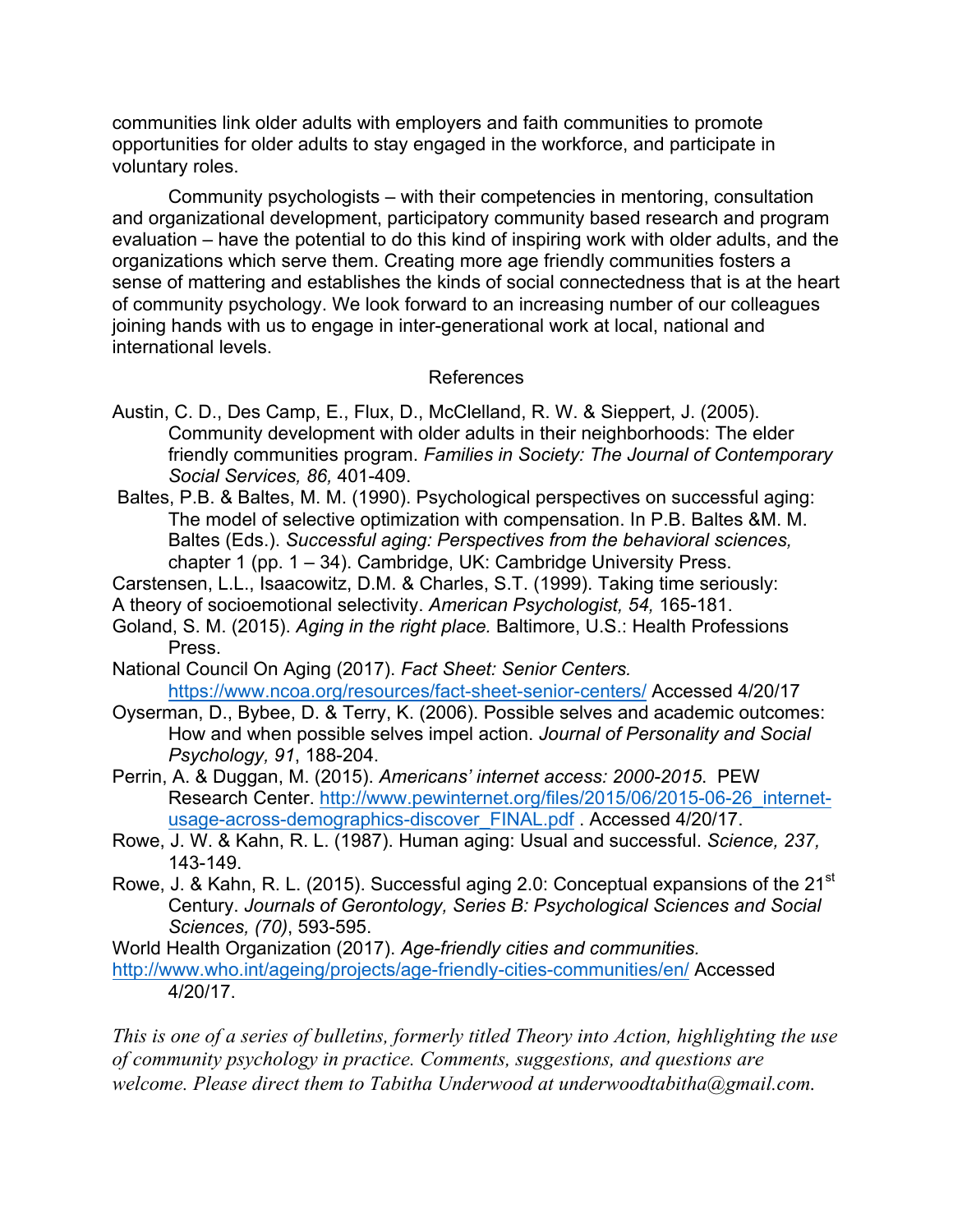communities link older adults with employers and faith communities to promote opportunities for older adults to stay engaged in the workforce, and participate in voluntary roles.

Community psychologists – with their competencies in mentoring, consultation and organizational development, participatory community based research and program evaluation – have the potential to do this kind of inspiring work with older adults, and the organizations which serve them. Creating more age friendly communities fosters a sense of mattering and establishes the kinds of social connectedness that is at the heart of community psychology. We look forward to an increasing number of our colleagues joining hands with us to engage in inter-generational work at local, national and international levels.

## References

Austin, C. D., Des Camp, E., Flux, D., McClelland, R. W. & Sieppert, J. (2005). Community development with older adults in their neighborhoods: The elder friendly communities program. *Families in Society: The Journal of Contemporary Social Services, 86,* 401-409.

Baltes, P.B. & Baltes, M. M. (1990). Psychological perspectives on successful aging: The model of selective optimization with compensation. In P.B. Baltes &M. M. Baltes (Eds.). *Successful aging: Perspectives from the behavioral sciences,* chapter 1 (pp. 1 – 34). Cambridge, UK: Cambridge University Press.

Carstensen, L.L., Isaacowitz, D.M. & Charles, S.T. (1999). Taking time seriously: A theory of socioemotional selectivity. *American Psychologist, 54,* 165-181.

Goland, S. M. (2015). *Aging in the right place.* Baltimore, U.S.: Health Professions Press.

National Council On Aging (2017). *Fact Sheet: Senior Centers.* https://www.ncoa.org/resources/fact-sheet-senior-centers/ Accessed 4/20/17

Oyserman, D., Bybee, D. & Terry, K. (2006). Possible selves and academic outcomes: How and when possible selves impel action. *Journal of Personality and Social Psychology, 91*, 188-204.

Perrin, A. & Duggan, M. (2015). *Americans' internet access: 2000-2015*. PEW Research Center. http://www.pewinternet.org/files/2015/06/2015-06-26_internet-usage-across-demographics-discover_FINAL.pdf . Accessed 4/20/17.

Rowe, J. W. & Kahn, R. L. (1987). Human aging: Usual and successful. *Science, 237,* 143-149.

Rowe, J. & Kahn, R. L. (2015). Successful aging 2.0: Conceptual expansions of the 21st Century. *Journals of Gerontology, Series B: Psychological Sciences and Social Sciences, (70)*, 593-595.

World Health Organization (2017). *Age-friendly cities and communities.* http://www.who.int/ageing/projects/age-friendly-cities-communities/en/ Accessed 4/20/17.

*This is one of a series of bulletins, formerly titled Theory into Action, highlighting the use of community psychology in practice. Comments, suggestions, and questions are welcome. Please direct them to Tabitha Underwood at underwoodtabitha@gmail.com.*